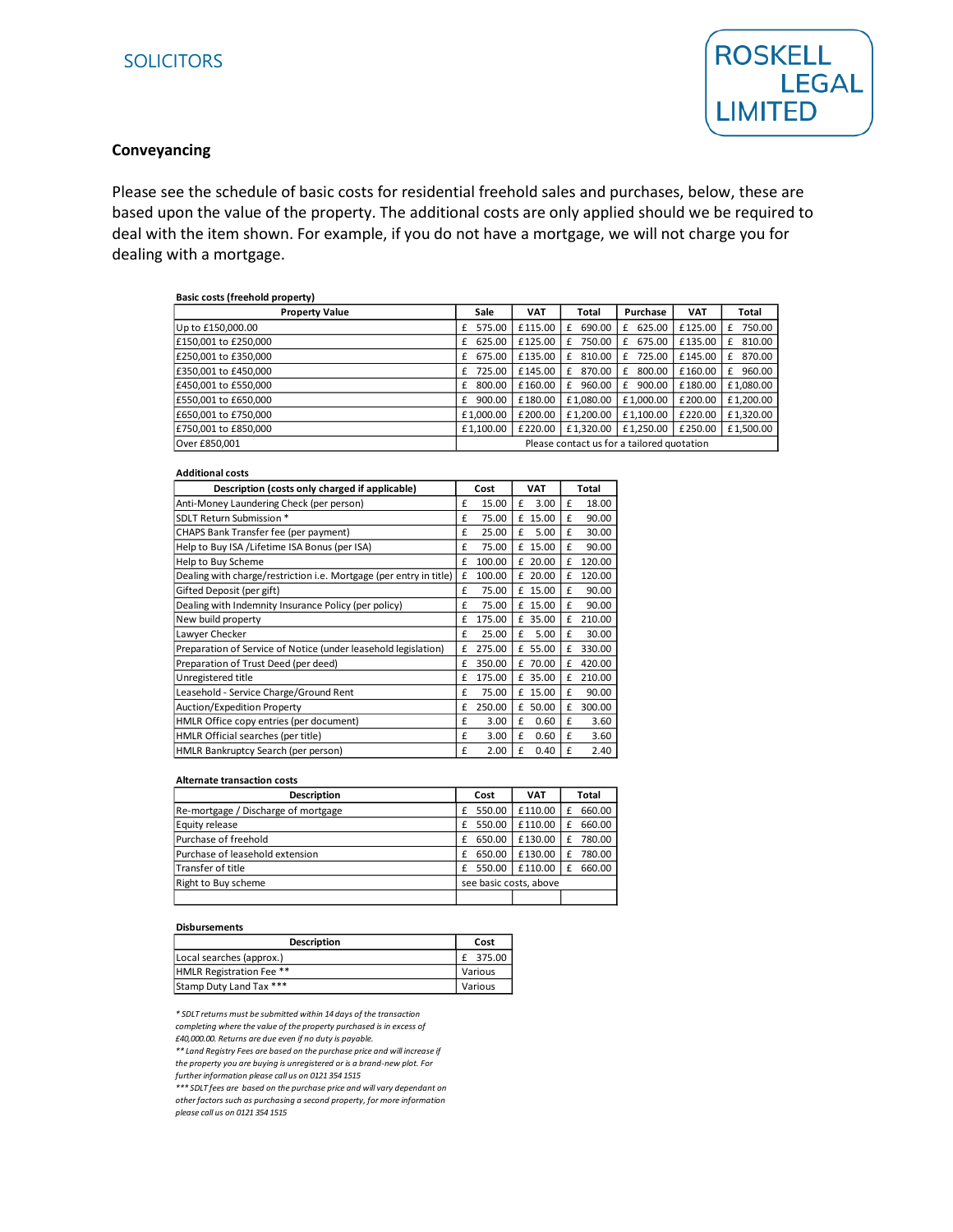SOLICITORS

ROSKELL LEGAL LIMITED

## Conveyancing

Please see the schedule of basic costs for residential freehold sales and purchases, below, these are based upon the value of the property. The additional costs are only applied should we be required to deal with the item shown. For example, if you do not have a mortgage, we will not charge you for dealing with a mortgage.

**Basic costs (freehold property)**

| Property Value | Sale | VAT | Total | Purchase | VAT | Total |
|---|---|---|---|---|---|---|
| Up to £150,000.00 | £ 575.00 | £115.00 | £ 690.00 | £ 625.00 | £125.00 | £ 750.00 |
| £150,001 to £250,000 | £ 625.00 | £125.00 | £ 750.00 | £ 675.00 | £135.00 | £ 810.00 |
| £250,001 to £350,000 | £ 675.00 | £135.00 | £ 810.00 | £ 725.00 | £145.00 | £ 870.00 |
| £350,001 to £450,000 | £ 725.00 | £145.00 | £ 870.00 | £ 800.00 | £160.00 | £ 960.00 |
| £450,001 to £550,000 | £ 800.00 | £160.00 | £ 960.00 | £ 900.00 | £180.00 | £1,080.00 |
| £550,001 to £650,000 | £ 900.00 | £180.00 | £1,080.00 | £1,000.00 | £200.00 | £1,200.00 |
| £650,001 to £750,000 | £1,000.00 | £200.00 | £1,200.00 | £1,100.00 | £220.00 | £1,320.00 |
| £750,001 to £850,000 | £1,100.00 | £220.00 | £1,320.00 | £1,250.00 | £250.00 | £1,500.00 |
| Over £850,001 | Please contact us for a tailored quotation | | | | | |

**Additional costs**

| Description (costs only charged if applicable) | Cost | VAT | Total |
|---|---|---|---|
| Anti-Money Laundering Check (per person) | £ 15.00 | £ 3.00 | £ 18.00 |
| SDLT Return Submission * | £ 75.00 | £ 15.00 | £ 90.00 |
| CHAPS Bank Transfer fee (per payment) | £ 25.00 | £ 5.00 | £ 30.00 |
| Help to Buy ISA /Lifetime ISA Bonus (per ISA) | £ 75.00 | £ 15.00 | £ 90.00 |
| Help to Buy Scheme | £ 100.00 | £ 20.00 | £ 120.00 |
| Dealing with charge/restriction i.e. Mortgage (per entry in title) | £ 100.00 | £ 20.00 | £ 120.00 |
| Gifted Deposit (per gift) | £ 75.00 | £ 15.00 | £ 90.00 |
| Dealing with Indemnity Insurance Policy (per policy) | £ 75.00 | £ 15.00 | £ 90.00 |
| New build property | £ 175.00 | £ 35.00 | £ 210.00 |
| Lawyer Checker | £ 25.00 | £ 5.00 | £ 30.00 |
| Preparation of Service of Notice (under leasehold legislation) | £ 275.00 | £ 55.00 | £ 330.00 |
| Preparation of Trust Deed (per deed) | £ 350.00 | £ 70.00 | £ 420.00 |
| Unregistered title | £ 175.00 | £ 35.00 | £ 210.00 |
| Leasehold - Service Charge/Ground Rent | £ 75.00 | £ 15.00 | £ 90.00 |
| Auction/Expedition Property | £ 250.00 | £ 50.00 | £ 300.00 |
| HMLR Office copy entries (per document) | £ 3.00 | £ 0.60 | £ 3.60 |
| HMLR Official searches (per title) | £ 3.00 | £ 0.60 | £ 3.60 |
| HMLR Bankruptcy Search (per person) | £ 2.00 | £ 0.40 | £ 2.40 |

**Alternate transaction costs**

| Description | Cost | VAT | Total |
|---|---|---|---|
| Re-mortgage / Discharge of mortgage | £ 550.00 | £110.00 | £ 660.00 |
| Equity release | £ 550.00 | £110.00 | £ 660.00 |
| Purchase of freehold | £ 650.00 | £130.00 | £ 780.00 |
| Purchase of leasehold extension | £ 650.00 | £130.00 | £ 780.00 |
| Transfer of title | £ 550.00 | £110.00 | £ 660.00 |
| Right to Buy scheme | see basic costs, above | | |
| | | | |

**Disbursements**

| Description | Cost |
|---|---|
| Local searches (approx.) | £ 375.00 |
| HMLR Registration Fee ** | Various |
| Stamp Duty Land Tax *** | Various |

*\* SDLT returns must be submitted within 14 days of the transaction completing where the value of the property purchased is in excess of £40,000.00. Returns are due even if no duty is payable.*

*\*\* Land Registry Fees are based on the purchase price and will increase if the property you are buying is unregistered or is a brand-new plot. For further information please call us on 0121 354 1515*

*\*\*\* SDLT fees are based on the purchase price and will vary dependant on other factors such as purchasing a second property, for more information please call us on 0121 354 1515*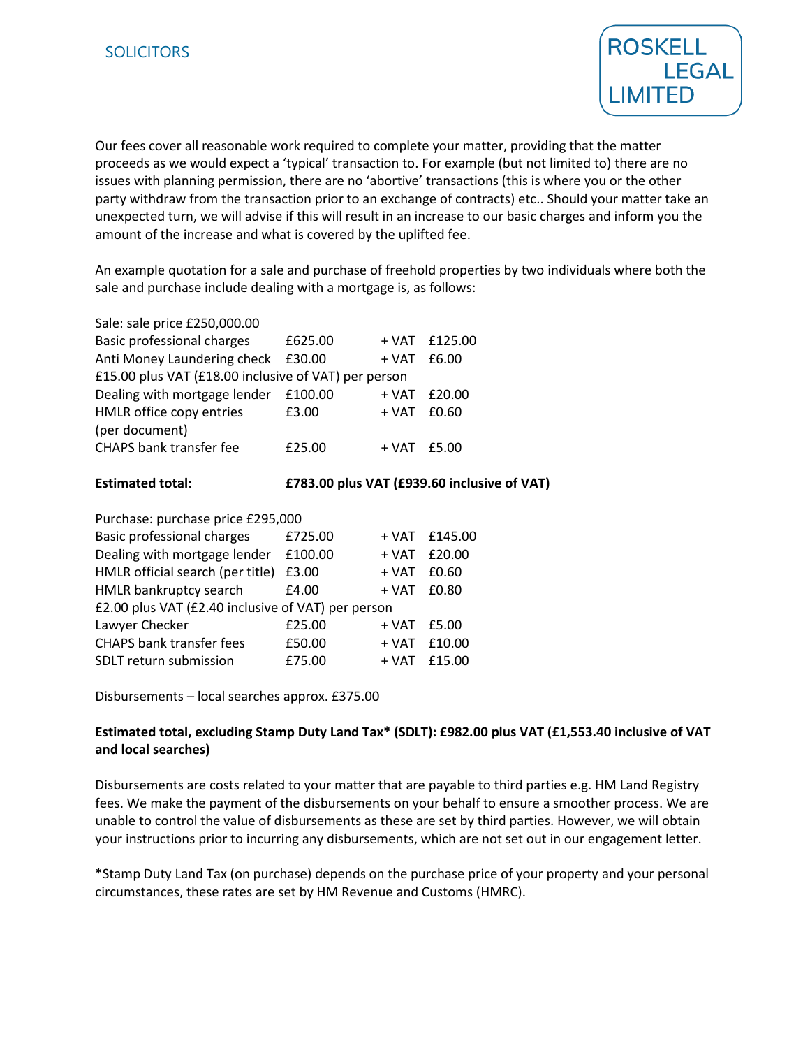Our fees cover all reasonable work required to complete your matter, providing that the matter proceeds as we would expect a 'typical' transaction to. For example (but not limited to) there are no issues with planning permission, there are no 'abortive' transactions (this is where you or the other party withdraw from the transaction prior to an exchange of contracts) etc.. Should your matter take an unexpected turn, we will advise if this will result in an increase to our basic charges and inform you the amount of the increase and what is covered by the uplifted fee.

An example quotation for a sale and purchase of freehold properties by two individuals where both the sale and purchase include dealing with a mortgage is, as follows:

| Sale: sale price £250,000.00 | | | |
|---|---|---|---|
| Basic professional charges | £625.00 | + VAT | £125.00 |
| Anti Money Laundering check | £30.00 | + VAT | £6.00 |
| £15.00 plus VAT (£18.00 inclusive of VAT) per person | | | |
| Dealing with mortgage lender | £100.00 | + VAT | £20.00 |
| HMLR office copy entries (per document) | £3.00 | + VAT | £0.60 |
| CHAPS bank transfer fee | £25.00 | + VAT | £5.00 |

**Estimated total: £783.00 plus VAT (£939.60 inclusive of VAT)**

| Purchase: purchase price £295,000 | | | |
|---|---|---|---|
| Basic professional charges | £725.00 | + VAT | £145.00 |
| Dealing with mortgage lender | £100.00 | + VAT | £20.00 |
| HMLR official search (per title) | £3.00 | + VAT | £0.60 |
| HMLR bankruptcy search | £4.00 | + VAT | £0.80 |
| £2.00 plus VAT (£2.40 inclusive of VAT) per person | | | |
| Lawyer Checker | £25.00 | + VAT | £5.00 |
| CHAPS bank transfer fees | £50.00 | + VAT | £10.00 |
| SDLT return submission | £75.00 | + VAT | £15.00 |

Disbursements – local searches approx. £375.00

**Estimated total, excluding Stamp Duty Land Tax* (SDLT): £982.00 plus VAT (£1,553.40 inclusive of VAT and local searches)**

Disbursements are costs related to your matter that are payable to third parties e.g. HM Land Registry fees. We make the payment of the disbursements on your behalf to ensure a smoother process. We are unable to control the value of disbursements as these are set by third parties. However, we will obtain your instructions prior to incurring any disbursements, which are not set out in our engagement letter.

*Stamp Duty Land Tax (on purchase) depends on the purchase price of your property and your personal circumstances, these rates are set by HM Revenue and Customs (HMRC).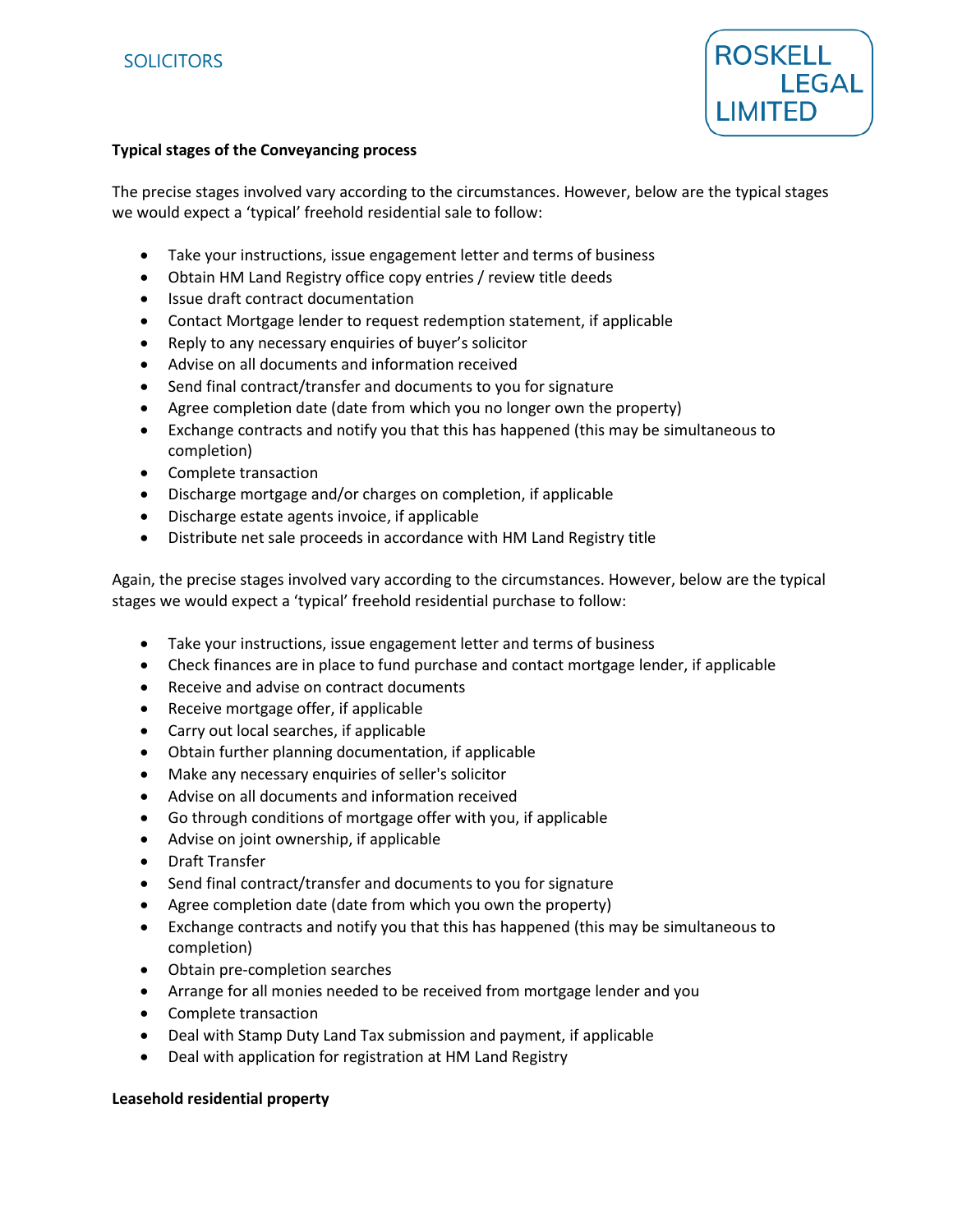**Typical stages of the Conveyancing process**

The precise stages involved vary according to the circumstances. However, below are the typical stages we would expect a 'typical' freehold residential sale to follow:

- Take your instructions, issue engagement letter and terms of business
- Obtain HM Land Registry office copy entries / review title deeds
- Issue draft contract documentation
- Contact Mortgage lender to request redemption statement, if applicable
- Reply to any necessary enquiries of buyer's solicitor
- Advise on all documents and information received
- Send final contract/transfer and documents to you for signature
- Agree completion date (date from which you no longer own the property)
- Exchange contracts and notify you that this has happened (this may be simultaneous to completion)
- Complete transaction
- Discharge mortgage and/or charges on completion, if applicable
- Discharge estate agents invoice, if applicable
- Distribute net sale proceeds in accordance with HM Land Registry title

Again, the precise stages involved vary according to the circumstances. However, below are the typical stages we would expect a 'typical' freehold residential purchase to follow:

- Take your instructions, issue engagement letter and terms of business
- Check finances are in place to fund purchase and contact mortgage lender, if applicable
- Receive and advise on contract documents
- Receive mortgage offer, if applicable
- Carry out local searches, if applicable
- Obtain further planning documentation, if applicable
- Make any necessary enquiries of seller's solicitor
- Advise on all documents and information received
- Go through conditions of mortgage offer with you, if applicable
- Advise on joint ownership, if applicable
- Draft Transfer
- Send final contract/transfer and documents to you for signature
- Agree completion date (date from which you own the property)
- Exchange contracts and notify you that this has happened (this may be simultaneous to completion)
- Obtain pre-completion searches
- Arrange for all monies needed to be received from mortgage lender and you
- Complete transaction
- Deal with Stamp Duty Land Tax submission and payment, if applicable
- Deal with application for registration at HM Land Registry

**Leasehold residential property**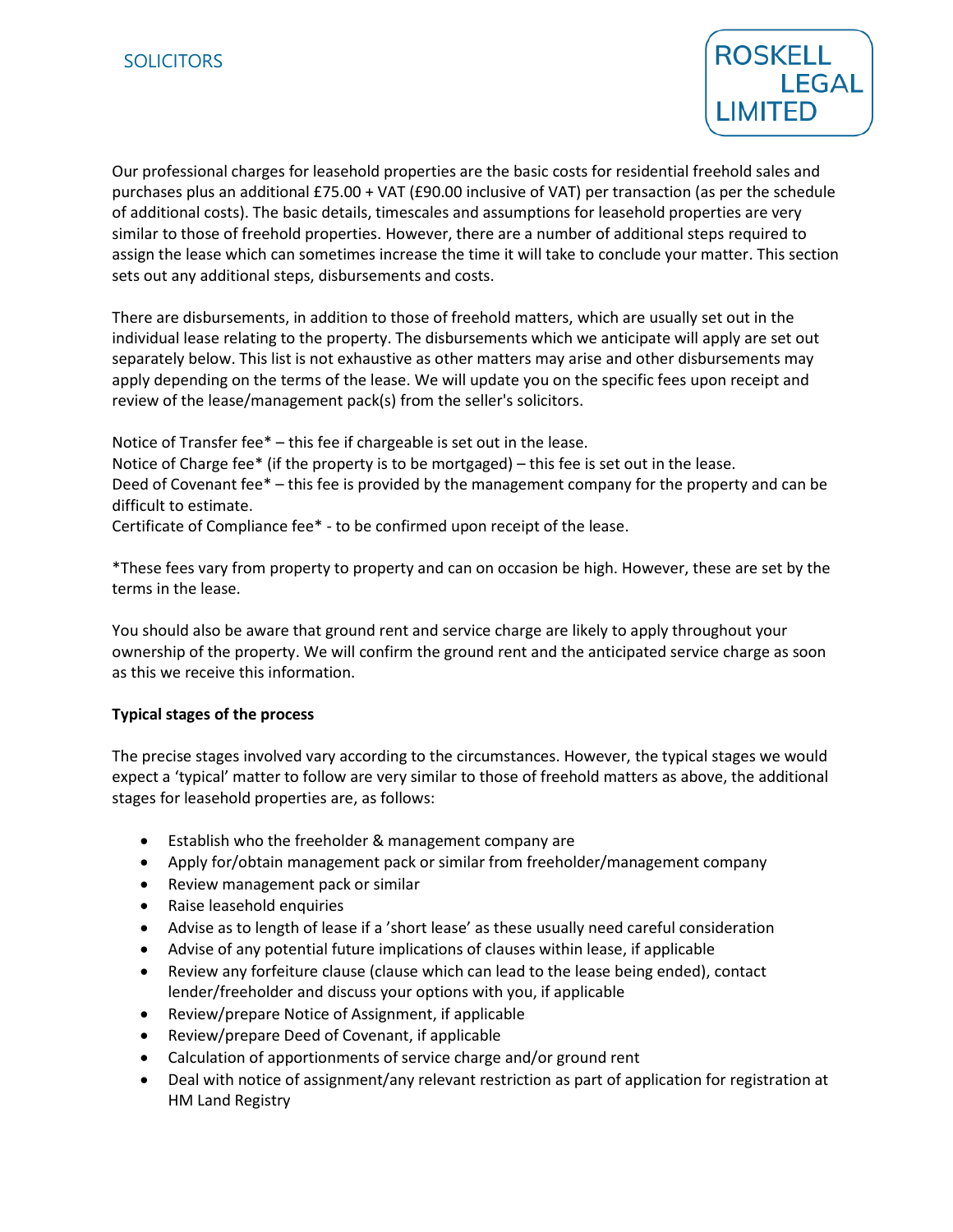Our professional charges for leasehold properties are the basic costs for residential freehold sales and purchases plus an additional £75.00 + VAT (£90.00 inclusive of VAT) per transaction (as per the schedule of additional costs). The basic details, timescales and assumptions for leasehold properties are very similar to those of freehold properties. However, there are a number of additional steps required to assign the lease which can sometimes increase the time it will take to conclude your matter. This section sets out any additional steps, disbursements and costs.

There are disbursements, in addition to those of freehold matters, which are usually set out in the individual lease relating to the property. The disbursements which we anticipate will apply are set out separately below. This list is not exhaustive as other matters may arise and other disbursements may apply depending on the terms of the lease. We will update you on the specific fees upon receipt and review of the lease/management pack(s) from the seller's solicitors.

Notice of Transfer fee* – this fee if chargeable is set out in the lease.
Notice of Charge fee* (if the property is to be mortgaged) – this fee is set out in the lease.
Deed of Covenant fee* – this fee is provided by the management company for the property and can be difficult to estimate.
Certificate of Compliance fee* - to be confirmed upon receipt of the lease.

*These fees vary from property to property and can on occasion be high. However, these are set by the terms in the lease.

You should also be aware that ground rent and service charge are likely to apply throughout your ownership of the property. We will confirm the ground rent and the anticipated service charge as soon as this we receive this information.

**Typical stages of the process**

The precise stages involved vary according to the circumstances. However, the typical stages we would expect a 'typical' matter to follow are very similar to those of freehold matters as above, the additional stages for leasehold properties are, as follows:

- Establish who the freeholder & management company are
- Apply for/obtain management pack or similar from freeholder/management company
- Review management pack or similar
- Raise leasehold enquiries
- Advise as to length of lease if a 'short lease' as these usually need careful consideration
- Advise of any potential future implications of clauses within lease, if applicable
- Review any forfeiture clause (clause which can lead to the lease being ended), contact lender/freeholder and discuss your options with you, if applicable
- Review/prepare Notice of Assignment, if applicable
- Review/prepare Deed of Covenant, if applicable
- Calculation of apportionments of service charge and/or ground rent
- Deal with notice of assignment/any relevant restriction as part of application for registration at HM Land Registry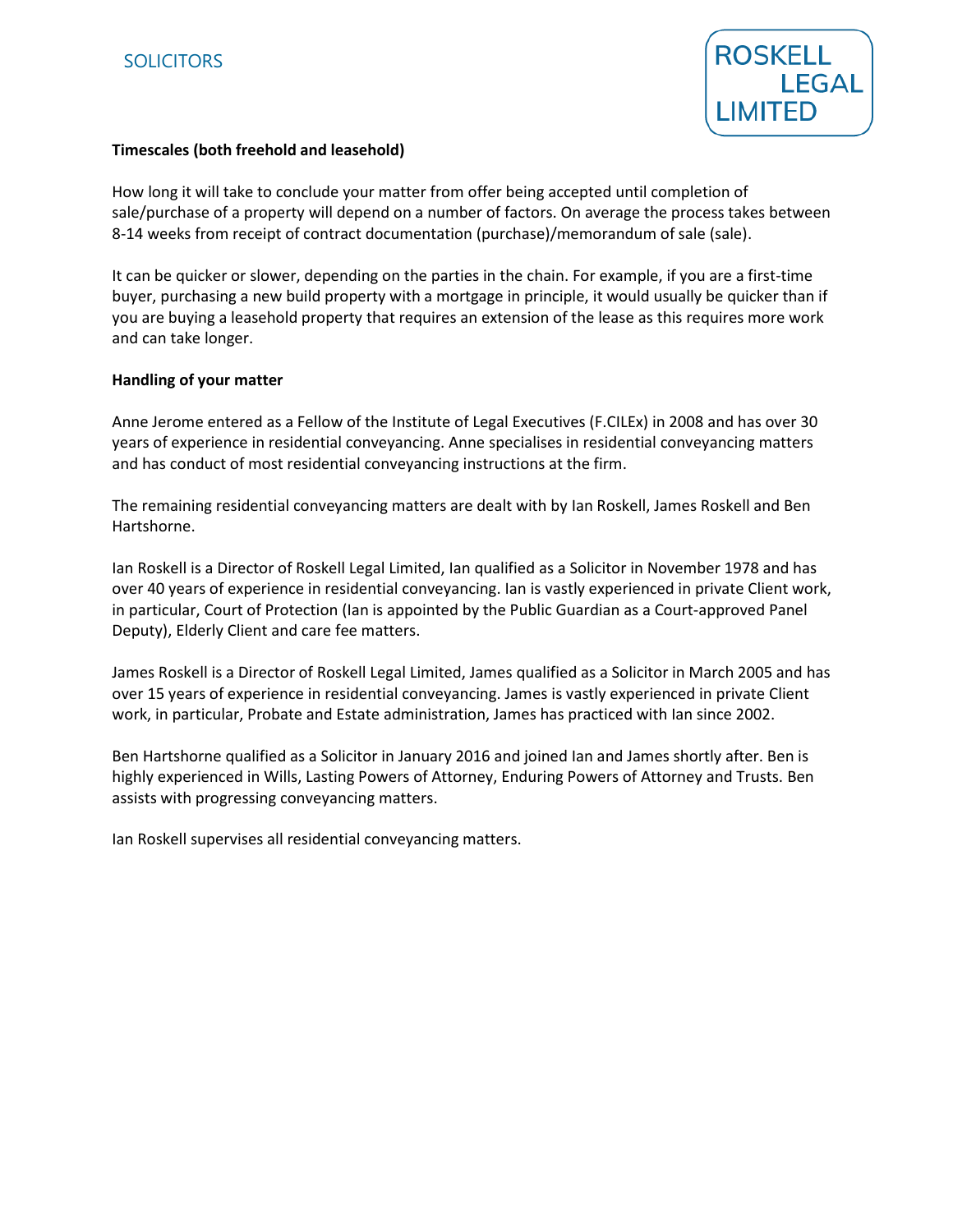**Timescales (both freehold and leasehold)**

How long it will take to conclude your matter from offer being accepted until completion of sale/purchase of a property will depend on a number of factors. On average the process takes between 8-14 weeks from receipt of contract documentation (purchase)/memorandum of sale (sale).

It can be quicker or slower, depending on the parties in the chain. For example, if you are a first-time buyer, purchasing a new build property with a mortgage in principle, it would usually be quicker than if you are buying a leasehold property that requires an extension of the lease as this requires more work and can take longer.

**Handling of your matter**

Anne Jerome entered as a Fellow of the Institute of Legal Executives (F.CILEx) in 2008 and has over 30 years of experience in residential conveyancing. Anne specialises in residential conveyancing matters and has conduct of most residential conveyancing instructions at the firm.

The remaining residential conveyancing matters are dealt with by Ian Roskell, James Roskell and Ben Hartshorne.

Ian Roskell is a Director of Roskell Legal Limited, Ian qualified as a Solicitor in November 1978 and has over 40 years of experience in residential conveyancing. Ian is vastly experienced in private Client work, in particular, Court of Protection (Ian is appointed by the Public Guardian as a Court-approved Panel Deputy), Elderly Client and care fee matters.

James Roskell is a Director of Roskell Legal Limited, James qualified as a Solicitor in March 2005 and has over 15 years of experience in residential conveyancing. James is vastly experienced in private Client work, in particular, Probate and Estate administration, James has practiced with Ian since 2002.

Ben Hartshorne qualified as a Solicitor in January 2016 and joined Ian and James shortly after. Ben is highly experienced in Wills, Lasting Powers of Attorney, Enduring Powers of Attorney and Trusts. Ben assists with progressing conveyancing matters.

Ian Roskell supervises all residential conveyancing matters.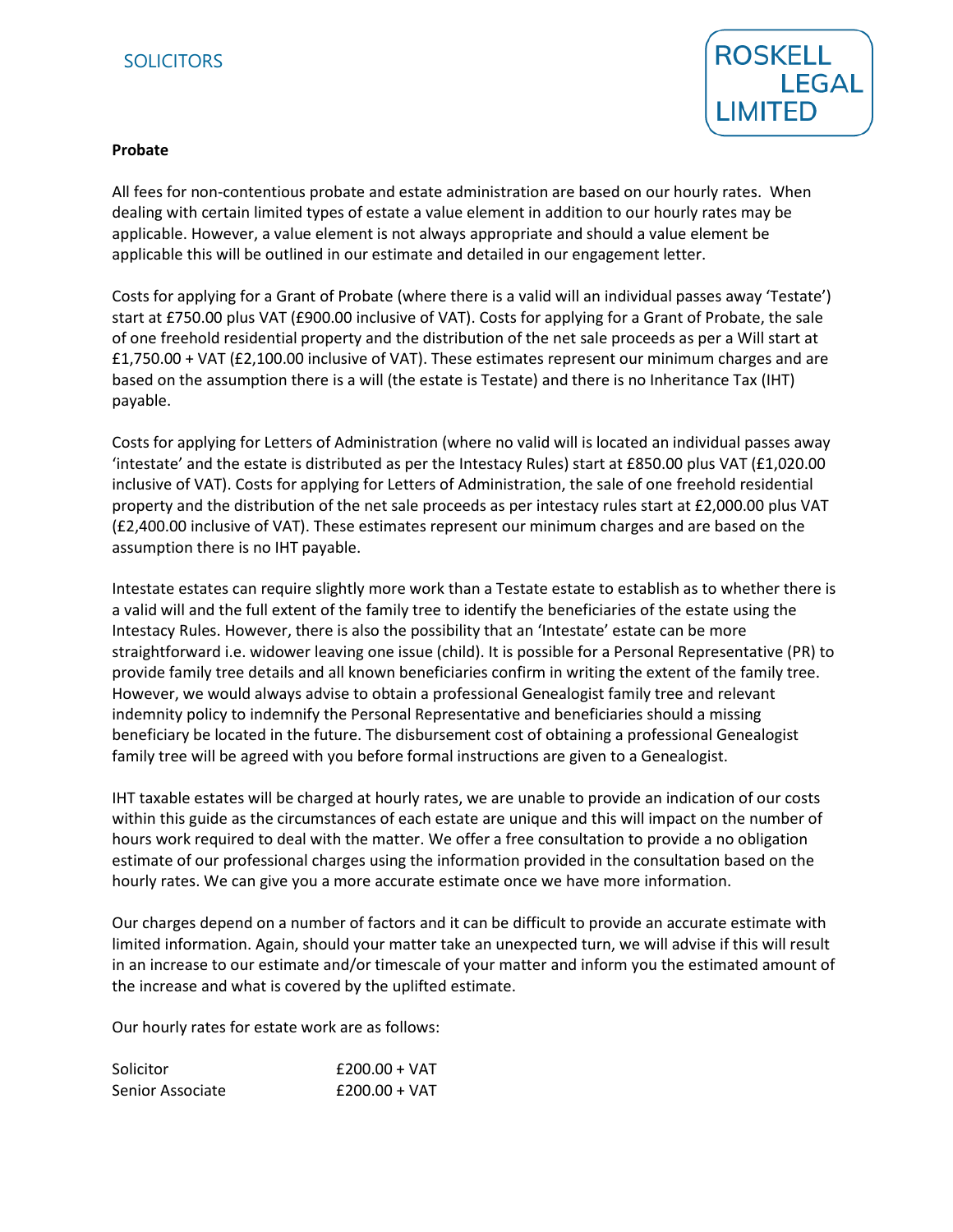**Probate**

All fees for non-contentious probate and estate administration are based on our hourly rates. When dealing with certain limited types of estate a value element in addition to our hourly rates may be applicable. However, a value element is not always appropriate and should a value element be applicable this will be outlined in our estimate and detailed in our engagement letter.

Costs for applying for a Grant of Probate (where there is a valid will an individual passes away 'Testate') start at £750.00 plus VAT (£900.00 inclusive of VAT). Costs for applying for a Grant of Probate, the sale of one freehold residential property and the distribution of the net sale proceeds as per a Will start at £1,750.00 + VAT (£2,100.00 inclusive of VAT). These estimates represent our minimum charges and are based on the assumption there is a will (the estate is Testate) and there is no Inheritance Tax (IHT) payable.

Costs for applying for Letters of Administration (where no valid will is located an individual passes away 'intestate' and the estate is distributed as per the Intestacy Rules) start at £850.00 plus VAT (£1,020.00 inclusive of VAT). Costs for applying for Letters of Administration, the sale of one freehold residential property and the distribution of the net sale proceeds as per intestacy rules start at £2,000.00 plus VAT (£2,400.00 inclusive of VAT). These estimates represent our minimum charges and are based on the assumption there is no IHT payable.

Intestate estates can require slightly more work than a Testate estate to establish as to whether there is a valid will and the full extent of the family tree to identify the beneficiaries of the estate using the Intestacy Rules. However, there is also the possibility that an 'Intestate' estate can be more straightforward i.e. widower leaving one issue (child). It is possible for a Personal Representative (PR) to provide family tree details and all known beneficiaries confirm in writing the extent of the family tree. However, we would always advise to obtain a professional Genealogist family tree and relevant indemnity policy to indemnify the Personal Representative and beneficiaries should a missing beneficiary be located in the future. The disbursement cost of obtaining a professional Genealogist family tree will be agreed with you before formal instructions are given to a Genealogist.

IHT taxable estates will be charged at hourly rates, we are unable to provide an indication of our costs within this guide as the circumstances of each estate are unique and this will impact on the number of hours work required to deal with the matter. We offer a free consultation to provide a no obligation estimate of our professional charges using the information provided in the consultation based on the hourly rates. We can give you a more accurate estimate once we have more information.

Our charges depend on a number of factors and it can be difficult to provide an accurate estimate with limited information. Again, should your matter take an unexpected turn, we will advise if this will result in an increase to our estimate and/or timescale of your matter and inform you the estimated amount of the increase and what is covered by the uplifted estimate.

Our hourly rates for estate work are as follows:

| | |
|---|---|
| Solicitor | £200.00 + VAT |
| Senior Associate | £200.00 + VAT |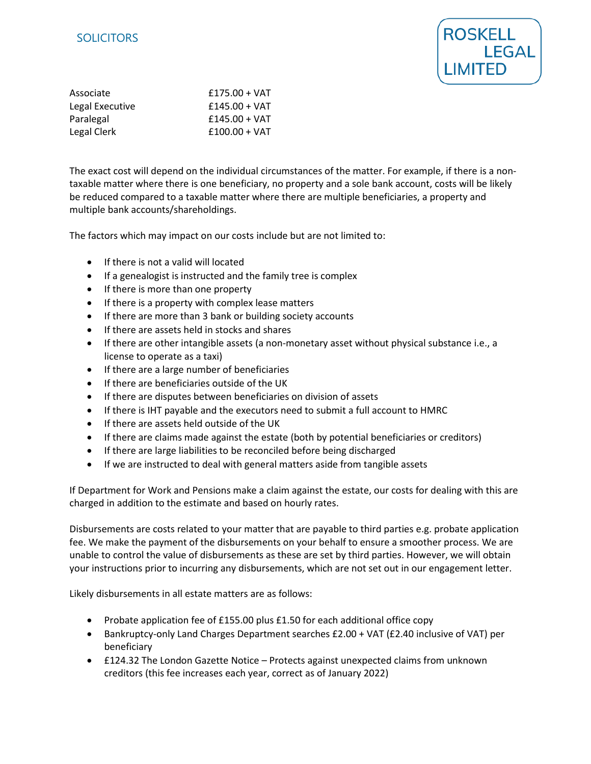| | |
|---|---|
| Associate | £175.00 + VAT |
| Legal Executive | £145.00 + VAT |
| Paralegal | £145.00 + VAT |
| Legal Clerk | £100.00 + VAT |

The exact cost will depend on the individual circumstances of the matter. For example, if there is a non-taxable matter where there is one beneficiary, no property and a sole bank account, costs will be likely be reduced compared to a taxable matter where there are multiple beneficiaries, a property and multiple bank accounts/shareholdings.

The factors which may impact on our costs include but are not limited to:

- If there is not a valid will located
- If a genealogist is instructed and the family tree is complex
- If there is more than one property
- If there is a property with complex lease matters
- If there are more than 3 bank or building society accounts
- If there are assets held in stocks and shares
- If there are other intangible assets (a non-monetary asset without physical substance i.e., a license to operate as a taxi)
- If there are a large number of beneficiaries
- If there are beneficiaries outside of the UK
- If there are disputes between beneficiaries on division of assets
- If there is IHT payable and the executors need to submit a full account to HMRC
- If there are assets held outside of the UK
- If there are claims made against the estate (both by potential beneficiaries or creditors)
- If there are large liabilities to be reconciled before being discharged
- If we are instructed to deal with general matters aside from tangible assets

If Department for Work and Pensions make a claim against the estate, our costs for dealing with this are charged in addition to the estimate and based on hourly rates.

Disbursements are costs related to your matter that are payable to third parties e.g. probate application fee. We make the payment of the disbursements on your behalf to ensure a smoother process. We are unable to control the value of disbursements as these are set by third parties. However, we will obtain your instructions prior to incurring any disbursements, which are not set out in our engagement letter.

Likely disbursements in all estate matters are as follows:

- Probate application fee of £155.00 plus £1.50 for each additional office copy
- Bankruptcy-only Land Charges Department searches £2.00 + VAT (£2.40 inclusive of VAT) per beneficiary
- £124.32 The London Gazette Notice – Protects against unexpected claims from unknown creditors (this fee increases each year, correct as of January 2022)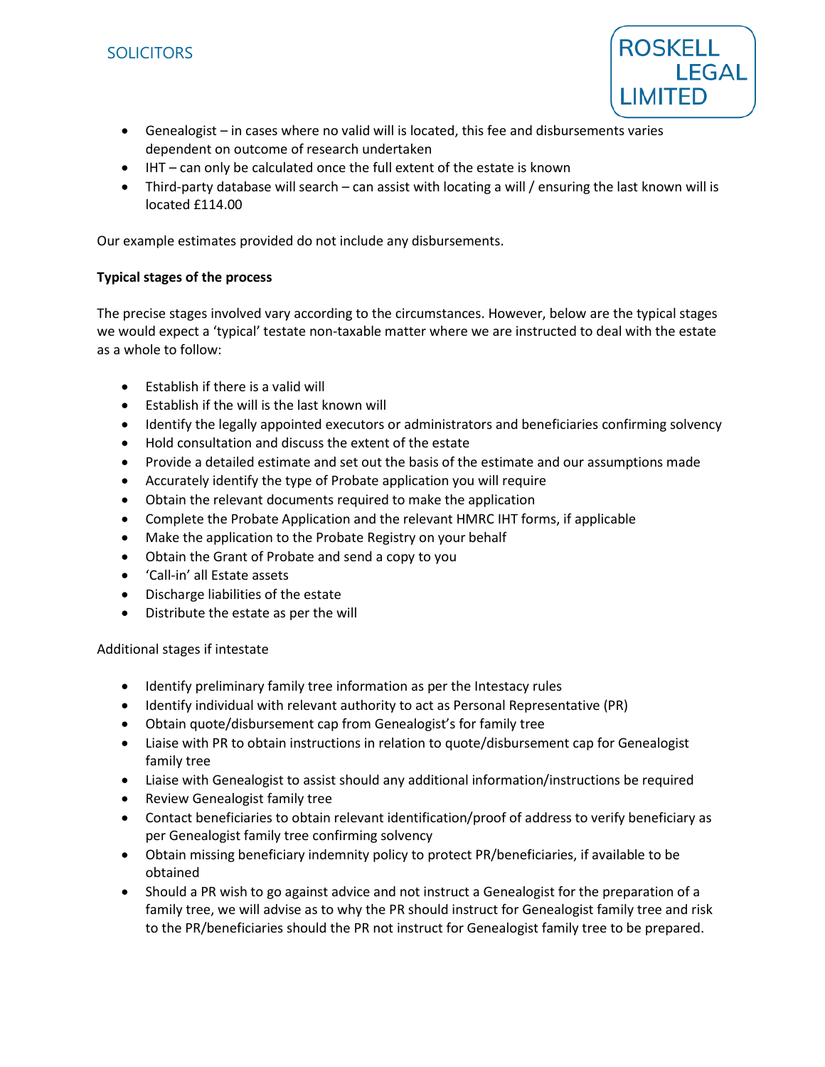- Genealogist – in cases where no valid will is located, this fee and disbursements varies dependent on outcome of research undertaken
- IHT – can only be calculated once the full extent of the estate is known
- Third-party database will search – can assist with locating a will / ensuring the last known will is located £114.00

Our example estimates provided do not include any disbursements.

**Typical stages of the process**

The precise stages involved vary according to the circumstances. However, below are the typical stages we would expect a 'typical' testate non-taxable matter where we are instructed to deal with the estate as a whole to follow:

- Establish if there is a valid will
- Establish if the will is the last known will
- Identify the legally appointed executors or administrators and beneficiaries confirming solvency
- Hold consultation and discuss the extent of the estate
- Provide a detailed estimate and set out the basis of the estimate and our assumptions made
- Accurately identify the type of Probate application you will require
- Obtain the relevant documents required to make the application
- Complete the Probate Application and the relevant HMRC IHT forms, if applicable
- Make the application to the Probate Registry on your behalf
- Obtain the Grant of Probate and send a copy to you
- 'Call-in' all Estate assets
- Discharge liabilities of the estate
- Distribute the estate as per the will

Additional stages if intestate

- Identify preliminary family tree information as per the Intestacy rules
- Identify individual with relevant authority to act as Personal Representative (PR)
- Obtain quote/disbursement cap from Genealogist's for family tree
- Liaise with PR to obtain instructions in relation to quote/disbursement cap for Genealogist family tree
- Liaise with Genealogist to assist should any additional information/instructions be required
- Review Genealogist family tree
- Contact beneficiaries to obtain relevant identification/proof of address to verify beneficiary as per Genealogist family tree confirming solvency
- Obtain missing beneficiary indemnity policy to protect PR/beneficiaries, if available to be obtained
- Should a PR wish to go against advice and not instruct a Genealogist for the preparation of a family tree, we will advise as to why the PR should instruct for Genealogist family tree and risk to the PR/beneficiaries should the PR not instruct for Genealogist family tree to be prepared.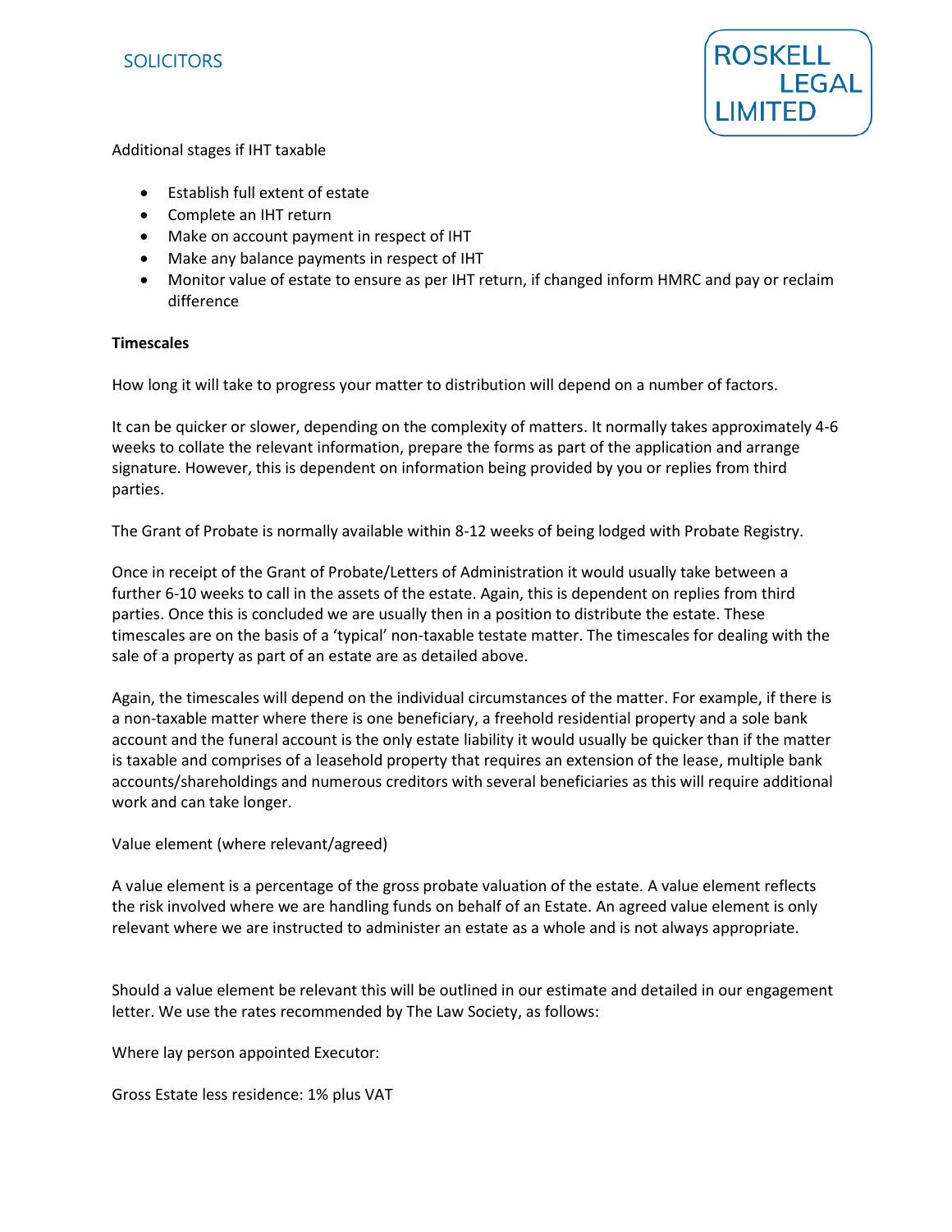Additional stages if IHT taxable

- Establish full extent of estate
- Complete an IHT return
- Make on account payment in respect of IHT
- Make any balance payments in respect of IHT
- Monitor value of estate to ensure as per IHT return, if changed inform HMRC and pay or reclaim difference

**Timescales**

How long it will take to progress your matter to distribution will depend on a number of factors.

It can be quicker or slower, depending on the complexity of matters. It normally takes approximately 4-6 weeks to collate the relevant information, prepare the forms as part of the application and arrange signature. However, this is dependent on information being provided by you or replies from third parties.

The Grant of Probate is normally available within 8-12 weeks of being lodged with Probate Registry.

Once in receipt of the Grant of Probate/Letters of Administration it would usually take between a further 6-10 weeks to call in the assets of the estate. Again, this is dependent on replies from third parties. Once this is concluded we are usually then in a position to distribute the estate. These timescales are on the basis of a 'typical' non-taxable testate matter. The timescales for dealing with the sale of a property as part of an estate are as detailed above.

Again, the timescales will depend on the individual circumstances of the matter. For example, if there is a non-taxable matter where there is one beneficiary, a freehold residential property and a sole bank account and the funeral account is the only estate liability it would usually be quicker than if the matter is taxable and comprises of a leasehold property that requires an extension of the lease, multiple bank accounts/shareholdings and numerous creditors with several beneficiaries as this will require additional work and can take longer.

Value element (where relevant/agreed)

A value element is a percentage of the gross probate valuation of the estate. A value element reflects the risk involved where we are handling funds on behalf of an Estate. An agreed value element is only relevant where we are instructed to administer an estate as a whole and is not always appropriate.

Should a value element be relevant this will be outlined in our estimate and detailed in our engagement letter. We use the rates recommended by The Law Society, as follows:

Where lay person appointed Executor:

Gross Estate less residence: 1% plus VAT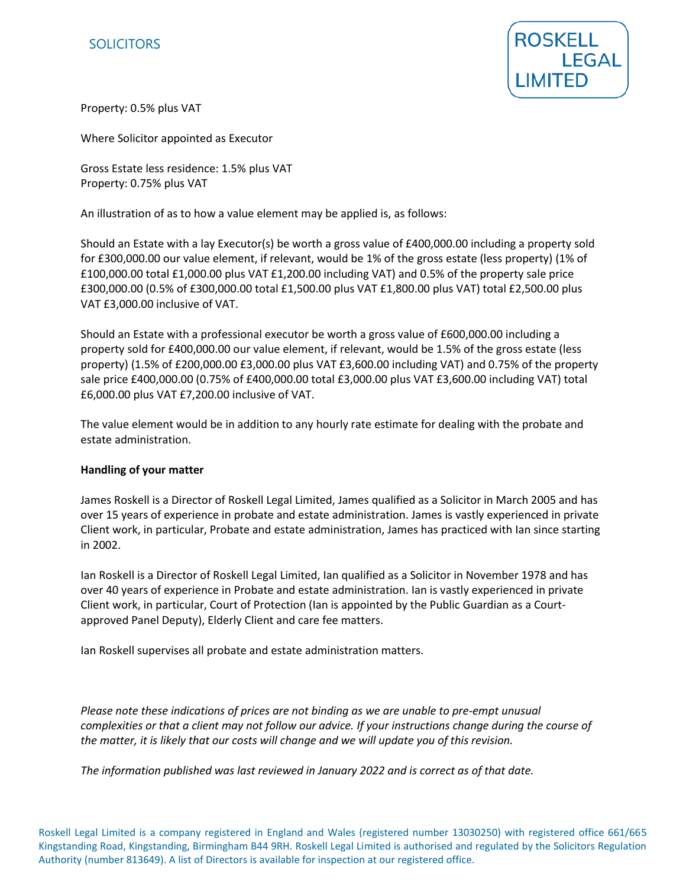Property: 0.5% plus VAT

Where Solicitor appointed as Executor

Gross Estate less residence: 1.5% plus VAT
Property: 0.75% plus VAT

An illustration of as to how a value element may be applied is, as follows:

Should an Estate with a lay Executor(s) be worth a gross value of £400,000.00 including a property sold for £300,000.00 our value element, if relevant, would be 1% of the gross estate (less property) (1% of £100,000.00 total £1,000.00 plus VAT £1,200.00 including VAT) and 0.5% of the property sale price £300,000.00 (0.5% of £300,000.00 total £1,500.00 plus VAT £1,800.00 plus VAT) total £2,500.00 plus VAT £3,000.00 inclusive of VAT.

Should an Estate with a professional executor be worth a gross value of £600,000.00 including a property sold for £400,000.00 our value element, if relevant, would be 1.5% of the gross estate (less property) (1.5% of £200,000.00 £3,000.00 plus VAT £3,600.00 including VAT) and 0.75% of the property sale price £400,000.00 (0.75% of £400,000.00 total £3,000.00 plus VAT £3,600.00 including VAT) total £6,000.00 plus VAT £7,200.00 inclusive of VAT.

The value element would be in addition to any hourly rate estimate for dealing with the probate and estate administration.

**Handling of your matter**

James Roskell is a Director of Roskell Legal Limited, James qualified as a Solicitor in March 2005 and has over 15 years of experience in probate and estate administration. James is vastly experienced in private Client work, in particular, Probate and estate administration, James has practiced with Ian since starting in 2002.

Ian Roskell is a Director of Roskell Legal Limited, Ian qualified as a Solicitor in November 1978 and has over 40 years of experience in Probate and estate administration. Ian is vastly experienced in private Client work, in particular, Court of Protection (Ian is appointed by the Public Guardian as a Court-approved Panel Deputy), Elderly Client and care fee matters.

Ian Roskell supervises all probate and estate administration matters.

*Please note these indications of prices are not binding as we are unable to pre-empt unusual complexities or that a client may not follow our advice. If your instructions change during the course of the matter, it is likely that our costs will change and we will update you of this revision.*

*The information published was last reviewed in January 2022 and is correct as of that date.*